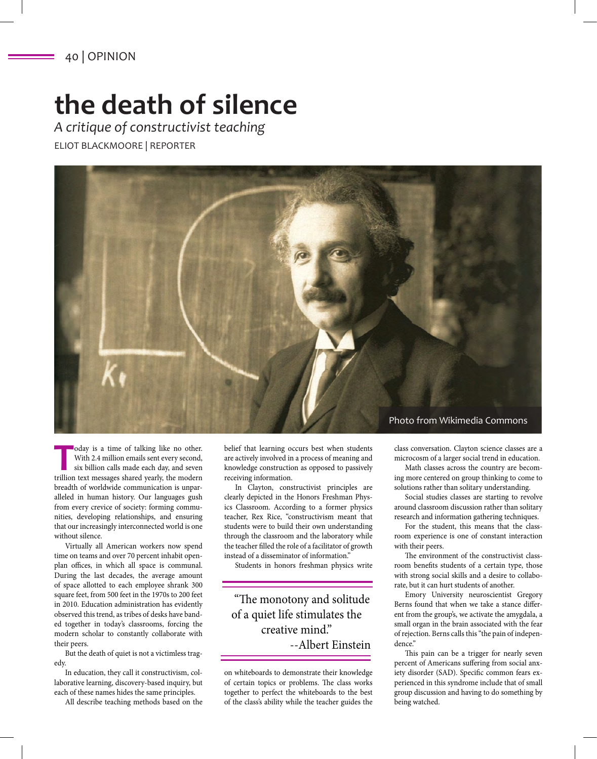# the death of silence

*A critique of constructivist teaching*

ELIOT BLACKMOORE | REPORTER

Photo from Wikimedia Commons

Today is a time of talking like no other. With 2.4 million emails sent every second, six billion calls made each day, and seven trillion text messages shared yearly, the modern breadth of worldwide communication is unparalleled in human history. Our languages gush from every crevice of society: forming communities, developing relationships, and ensuring that our increasingly interconnected world is one without silence.

Virtually all American workers now spend time on teams and over 70 percent inhabit open-plan offices, in which all space is communal. During the last decades, the average amount of space allotted to each employee shrank 300 square feet, from 500 feet in the 1970s to 200 feet in 2010. Education administration has evidently observed this trend, as tribes of desks have banded together in today's classrooms, forcing the modern scholar to constantly collaborate with their peers.

But the death of quiet is not a victimless tragedy.

In education, they call it constructivism, collaborative learning, discovery-based inquiry, but each of these names hides the same principles.

All describe teaching methods based on the belief that learning occurs best when students are actively involved in a process of meaning and knowledge construction as opposed to passively receiving information.

In Clayton, constructivist principles are clearly depicted in the Honors Freshman Physics Classroom. According to a former physics teacher, Rex Rice, "constructivism meant that students were to build their own understanding through the classroom and the laboratory while the teacher filled the role of a facilitator of growth instead of a disseminator of information."

Students in honors freshman physics write on whiteboards to demonstrate their knowledge of certain topics or problems. The class works together to perfect the whiteboards to the best of the class's ability while the teacher guides the class conversation. Clayton science classes are a microcosm of a larger social trend in education.

> "The monotony and solitude of a quiet life stimulates the creative mind."
> --Albert Einstein

Math classes across the country are becoming more centered on group thinking to come to solutions rather than solitary understanding.

Social studies classes are starting to revolve around classroom discussion rather than solitary research and information gathering techniques.

For the student, this means that the classroom experience is one of constant interaction with their peers.

The environment of the constructivist classroom benefits students of a certain type, those with strong social skills and a desire to collaborate, but it can hurt students of another.

Emory University neuroscientist Gregory Berns found that when we take a stance different from the group's, we activate the amygdala, a small organ in the brain associated with the fear of rejection. Berns calls this "the pain of independence."

This pain can be a trigger for nearly seven percent of Americans suffering from social anxiety disorder (SAD). Specific common fears experienced in this syndrome include that of small group discussion and having to do something by being watched.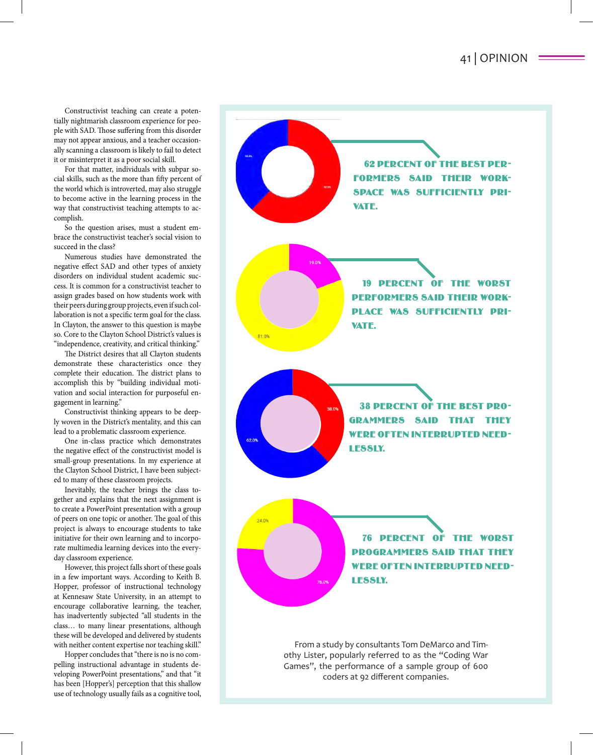Constructivist teaching can create a potentially nightmarish classroom experience for people with SAD. Those suffering from this disorder may not appear anxious, and a teacher occasionally scanning a classroom is likely to fail to detect it or misinterpret it as a poor social skill.

For that matter, individuals with subpar social skills, such as the more than fifty percent of the world which is introverted, may also struggle to become active in the learning process in the way that constructivist teaching attempts to accomplish.

So the question arises, must a student embrace the constructivist teacher's social vision to succeed in the class?

Numerous studies have demonstrated the negative effect SAD and other types of anxiety disorders on individual student academic success. It is common for a constructivist teacher to assign grades based on how students work with their peers during group projects, even if such collaboration is not a specific term goal for the class. In Clayton, the answer to this question is maybe so. Core to the Clayton School District's values is "independence, creativity, and critical thinking."

The District desires that all Clayton students demonstrate these characteristics once they complete their education. The district plans to accomplish this by "building individual motivation and social interaction for purposeful engagement in learning."

Constructivist thinking appears to be deeply woven in the District's mentality, and this can lead to a problematic classroom experience.

One in-class practice which demonstrates the negative effect of the constructivist model is small-group presentations. In my experience at the Clayton School District, I have been subjected to many of these classroom projects.

Inevitably, the teacher brings the class together and explains that the next assignment is to create a PowerPoint presentation with a group of peers on one topic or another. The goal of this project is always to encourage students to take initiative for their own learning and to incorporate multimedia learning devices into the everyday classroom experience.

However, this project falls short of these goals in a few important ways. According to Keith B. Hopper, professor of instructional technology at Kennesaw State University, in an attempt to encourage collaborative learning, the teacher, has inadvertently subjected "all students in the class… to many linear presentations, although these will be developed and delivered by students with neither content expertise nor teaching skill."

Hopper concludes that "there is no is no compelling instructional advantage in students developing PowerPoint presentations," and that "it has been [Hopper's] perception that this shallow use of technology usually fails as a cognitive tool,

62 PERCENT OF THE BEST PERFORMERS SAID THEIR WORKSPACE WAS SUFFICIENTLY PRIVATE.

19 PERCENT OF THE WORST PERFORMERS SAID THEIR WORKPLACE WAS SUFFICIENTLY PRIVATE.

38 PERCENT OF THE BEST PROGRAMMERS SAID THAT THEY WERE OFTEN INTERRUPTED NEEDLESSLY.

76 PERCENT OF THE WORST PROGRAMMERS SAID THAT THEY WERE OFTEN INTERRUPTED NEEDLESSLY.

From a study by consultants Tom DeMarco and Timothy Lister, popularly referred to as the "Coding War Games", the performance of a sample group of 600 coders at 92 different companies.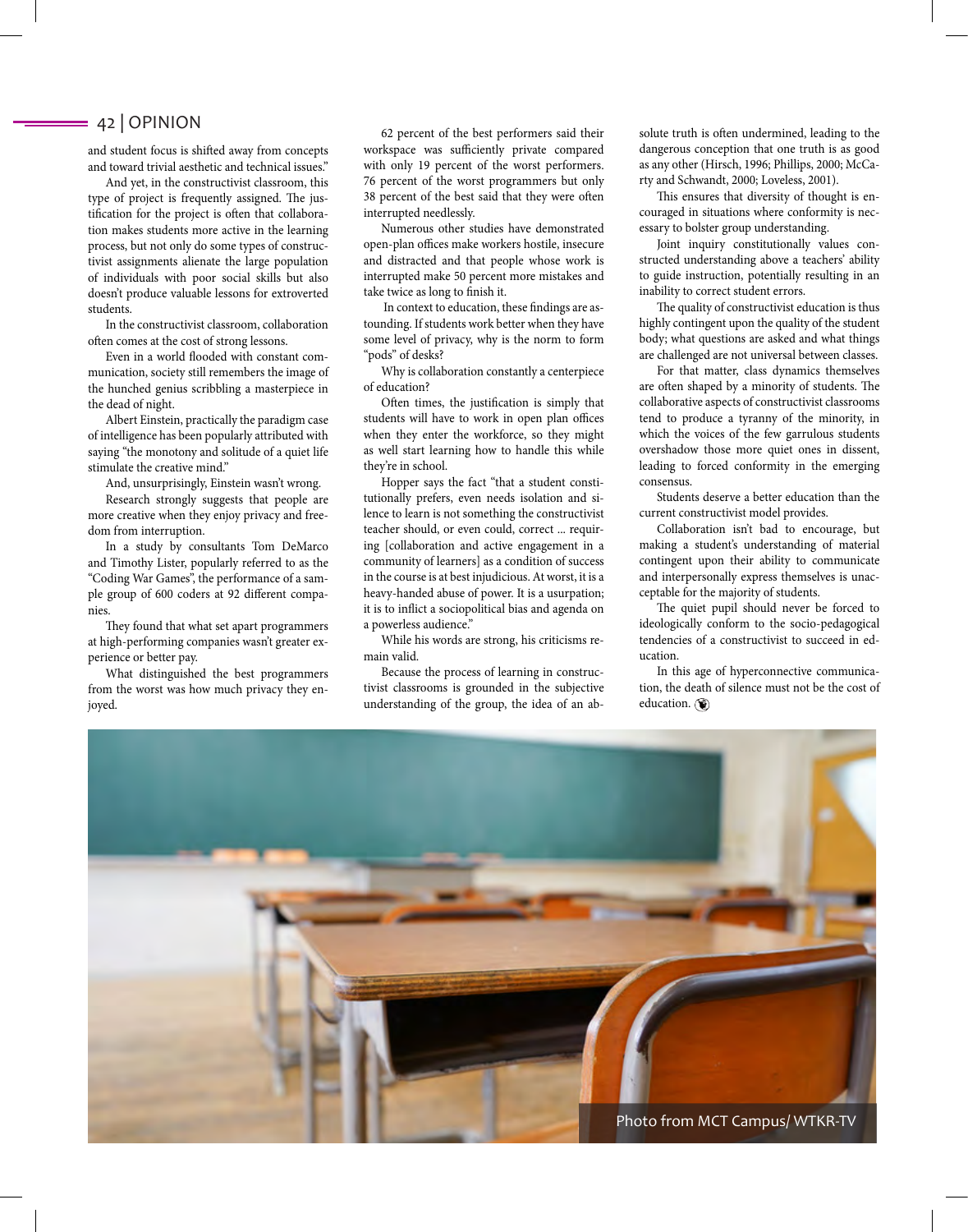and student focus is shifted away from concepts and toward trivial aesthetic and technical issues."

And yet, in the constructivist classroom, this type of project is frequently assigned. The justification for the project is often that collaboration makes students more active in the learning process, but not only do some types of constructivist assignments alienate the large population of individuals with poor social skills but also doesn't produce valuable lessons for extroverted students.

In the constructivist classroom, collaboration often comes at the cost of strong lessons.

Even in a world flooded with constant communication, society still remembers the image of the hunched genius scribbling a masterpiece in the dead of night.

Albert Einstein, practically the paradigm case of intelligence has been popularly attributed with saying "the monotony and solitude of a quiet life stimulate the creative mind."

And, unsurprisingly, Einstein wasn't wrong.

Research strongly suggests that people are more creative when they enjoy privacy and freedom from interruption.

In a study by consultants Tom DeMarco and Timothy Lister, popularly referred to as the "Coding War Games", the performance of a sample group of 600 coders at 92 different companies.

They found that what set apart programmers at high-performing companies wasn't greater experience or better pay.

What distinguished the best programmers from the worst was how much privacy they enjoyed.

62 percent of the best performers said their workspace was sufficiently private compared with only 19 percent of the worst performers. 76 percent of the worst programmers but only 38 percent of the best said that they were often interrupted needlessly.

Numerous other studies have demonstrated open-plan offices make workers hostile, insecure and distracted and that people whose work is interrupted make 50 percent more mistakes and take twice as long to finish it.

In context to education, these findings are astounding. If students work better when they have some level of privacy, why is the norm to form "pods" of desks?

Why is collaboration constantly a centerpiece of education?

Often times, the justification is simply that students will have to work in open plan offices when they enter the workforce, so they might as well start learning how to handle this while they're in school.

Hopper says the fact "that a student constitutionally prefers, even needs isolation and silence to learn is not something the constructivist teacher should, or even could, correct ... requiring [collaboration and active engagement in a community of learners] as a condition of success in the course is at best injudicious. At worst, it is a heavy-handed abuse of power. It is a usurpation; it is to inflict a sociopolitical bias and agenda on a powerless audience."

While his words are strong, his criticisms remain valid.

Because the process of learning in constructivist classrooms is grounded in the subjective understanding of the group, the idea of an absolute truth is often undermined, leading to the dangerous conception that one truth is as good as any other (Hirsch, 1996; Phillips, 2000; McCarty and Schwandt, 2000; Loveless, 2001).

This ensures that diversity of thought is encouraged in situations where conformity is necessary to bolster group understanding.

Joint inquiry constitutionally values constructed understanding above a teachers' ability to guide instruction, potentially resulting in an inability to correct student errors.

The quality of constructivist education is thus highly contingent upon the quality of the student body; what questions are asked and what things are challenged are not universal between classes.

For that matter, class dynamics themselves are often shaped by a minority of students. The collaborative aspects of constructivist classrooms tend to produce a tyranny of the minority, in which the voices of the few garrulous students overshadow those more quiet ones in dissent, leading to forced conformity in the emerging consensus.

Students deserve a better education than the current constructivist model provides.

Collaboration isn't bad to encourage, but making a student's understanding of material contingent upon their ability to communicate and interpersonally express themselves is unacceptable for the majority of students.

The quiet pupil should never be forced to ideologically conform to the socio-pedagogical tendencies of a constructivist to succeed in education.

In this age of hyperconnective communication, the death of silence must not be the cost of education.

Photo from MCT Campus/ WTKR-TV